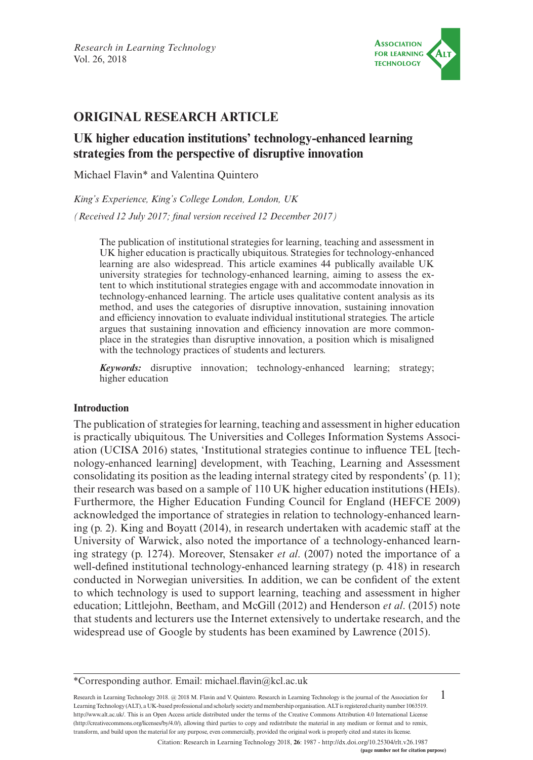## ORIGINAL RESEARCH ARTICLE

# UK higher education institutions' technology-enhanced learning strategies from the perspective of disruptive innovation

Michael Flavin* and Valentina Quintero

*King's Experience, King's College London, London, UK*

*(Received 12 July 2017; final version received 12 December 2017)*

The publication of institutional strategies for learning, teaching and assessment in UK higher education is practically ubiquitous. Strategies for technology-enhanced learning are also widespread. This article examines 44 publically available UK university strategies for technology-enhanced learning, aiming to assess the extent to which institutional strategies engage with and accommodate innovation in technology-enhanced learning. The article uses qualitative content analysis as its method, and uses the categories of disruptive innovation, sustaining innovation and efficiency innovation to evaluate individual institutional strategies. The article argues that sustaining innovation and efficiency innovation are more commonplace in the strategies than disruptive innovation, a position which is misaligned with the technology practices of students and lecturers.

***Keywords:*** disruptive innovation; technology-enhanced learning; strategy; higher education

## Introduction

The publication of strategies for learning, teaching and assessment in higher education is practically ubiquitous. The Universities and Colleges Information Systems Association (UCISA 2016) states, 'Institutional strategies continue to influence TEL [technology-enhanced learning] development, with Teaching, Learning and Assessment consolidating its position as the leading internal strategy cited by respondents' (p. 11); their research was based on a sample of 110 UK higher education institutions (HEIs). Furthermore, the Higher Education Funding Council for England (HEFCE 2009) acknowledged the importance of strategies in relation to technology-enhanced learning (p. 2). King and Boyatt (2014), in research undertaken with academic staff at the University of Warwick, also noted the importance of a technology-enhanced learning strategy (p. 1274). Moreover, Stensaker *et al*. (2007) noted the importance of a well-defined institutional technology-enhanced learning strategy (p. 418) in research conducted in Norwegian universities. In addition, we can be confident of the extent to which technology is used to support learning, teaching and assessment in higher education; Littlejohn, Beetham, and McGill (2012) and Henderson *et al*. (2015) note that students and lecturers use the Internet extensively to undertake research, and the widespread use of Google by students has been examined by Lawrence (2015).

---

*Corresponding author. Email: michael.flavin@kcl.ac.uk

Research in Learning Technology 2018. @ 2018 M. Flavin and V. Quintero. Research in Learning Technology is the journal of the Association for Learning Technology (ALT), a UK-based professional and scholarly society and membership organisation. ALT is registered charity number 1063519. http://www.alt.ac.uk/. This is an Open Access article distributed under the terms of the Creative Commons Attribution 4.0 International License (http://creativecommons.org/licenses/by/4.0/), allowing third parties to copy and redistribute the material in any medium or format and to remix, transform, and build upon the material for any purpose, even commercially, provided the original work is properly cited and states its license.

Citation: Research in Learning Technology 2018, **26**: 1987 - http://dx.doi.org/10.25304/rlt.v26.1987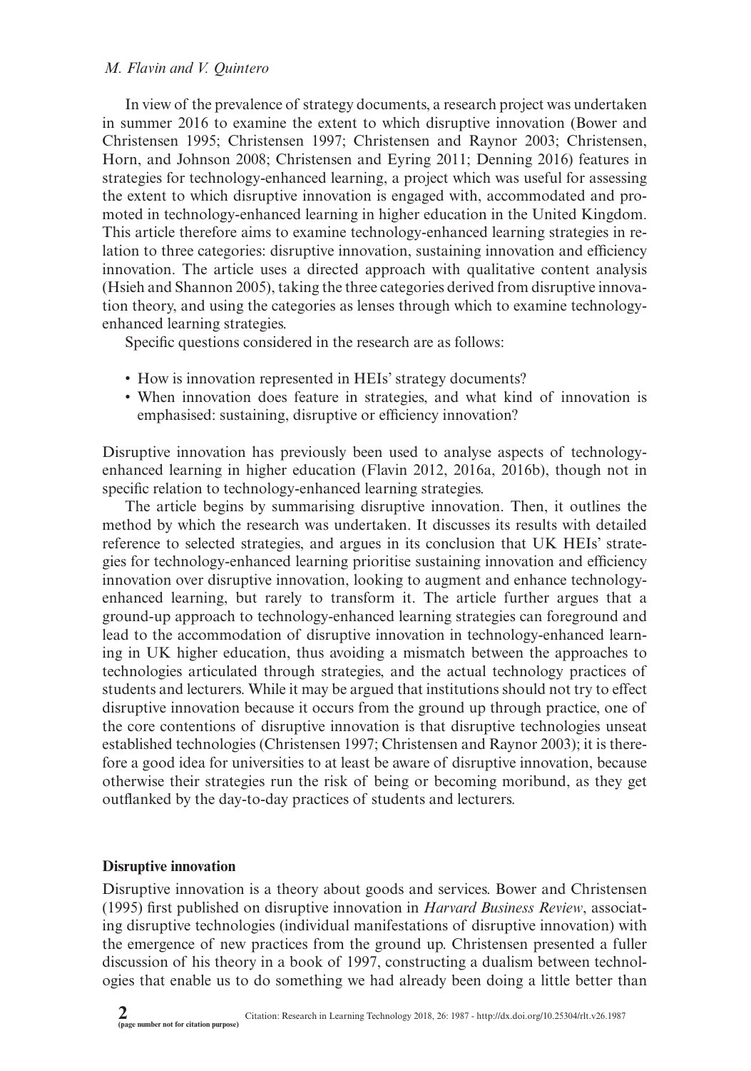In view of the prevalence of strategy documents, a research project was undertaken in summer 2016 to examine the extent to which disruptive innovation (Bower and Christensen 1995; Christensen 1997; Christensen and Raynor 2003; Christensen, Horn, and Johnson 2008; Christensen and Eyring 2011; Denning 2016) features in strategies for technology-enhanced learning, a project which was useful for assessing the extent to which disruptive innovation is engaged with, accommodated and promoted in technology-enhanced learning in higher education in the United Kingdom. This article therefore aims to examine technology-enhanced learning strategies in relation to three categories: disruptive innovation, sustaining innovation and efficiency innovation. The article uses a directed approach with qualitative content analysis (Hsieh and Shannon 2005), taking the three categories derived from disruptive innovation theory, and using the categories as lenses through which to examine technology-enhanced learning strategies.

Specific questions considered in the research are as follows:

- How is innovation represented in HEIs' strategy documents?
- When innovation does feature in strategies, and what kind of innovation is emphasised: sustaining, disruptive or efficiency innovation?

Disruptive innovation has previously been used to analyse aspects of technology-enhanced learning in higher education (Flavin 2012, 2016a, 2016b), though not in specific relation to technology-enhanced learning strategies.

The article begins by summarising disruptive innovation. Then, it outlines the method by which the research was undertaken. It discusses its results with detailed reference to selected strategies, and argues in its conclusion that UK HEIs' strategies for technology-enhanced learning prioritise sustaining innovation and efficiency innovation over disruptive innovation, looking to augment and enhance technology-enhanced learning, but rarely to transform it. The article further argues that a ground-up approach to technology-enhanced learning strategies can foreground and lead to the accommodation of disruptive innovation in technology-enhanced learning in UK higher education, thus avoiding a mismatch between the approaches to technologies articulated through strategies, and the actual technology practices of students and lecturers. While it may be argued that institutions should not try to effect disruptive innovation because it occurs from the ground up through practice, one of the core contentions of disruptive innovation is that disruptive technologies unseat established technologies (Christensen 1997; Christensen and Raynor 2003); it is therefore a good idea for universities to at least be aware of disruptive innovation, because otherwise their strategies run the risk of being or becoming moribund, as they get outflanked by the day-to-day practices of students and lecturers.

## Disruptive innovation

Disruptive innovation is a theory about goods and services. Bower and Christensen (1995) first published on disruptive innovation in *Harvard Business Review*, associating disruptive technologies (individual manifestations of disruptive innovation) with the emergence of new practices from the ground up. Christensen presented a fuller discussion of his theory in a book of 1997, constructing a dualism between technologies that enable us to do something we had already been doing a little better than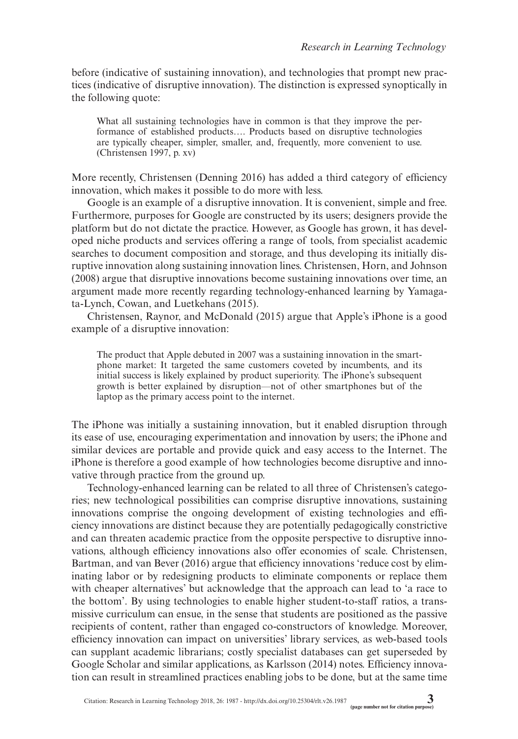before (indicative of sustaining innovation), and technologies that prompt new practices (indicative of disruptive innovation). The distinction is expressed synoptically in the following quote:

> What all sustaining technologies have in common is that they improve the performance of established products…. Products based on disruptive technologies are typically cheaper, simpler, smaller, and, frequently, more convenient to use. (Christensen 1997, p. xv)

More recently, Christensen (Denning 2016) has added a third category of efficiency innovation, which makes it possible to do more with less.

Google is an example of a disruptive innovation. It is convenient, simple and free. Furthermore, purposes for Google are constructed by its users; designers provide the platform but do not dictate the practice. However, as Google has grown, it has developed niche products and services offering a range of tools, from specialist academic searches to document composition and storage, and thus developing its initially disruptive innovation along sustaining innovation lines. Christensen, Horn, and Johnson (2008) argue that disruptive innovations become sustaining innovations over time, an argument made more recently regarding technology-enhanced learning by Yamagata-Lynch, Cowan, and Luetkehans (2015).

Christensen, Raynor, and McDonald (2015) argue that Apple's iPhone is a good example of a disruptive innovation:

> The product that Apple debuted in 2007 was a sustaining innovation in the smartphone market: It targeted the same customers coveted by incumbents, and its initial success is likely explained by product superiority. The iPhone's subsequent growth is better explained by disruption—not of other smartphones but of the laptop as the primary access point to the internet.

The iPhone was initially a sustaining innovation, but it enabled disruption through its ease of use, encouraging experimentation and innovation by users; the iPhone and similar devices are portable and provide quick and easy access to the Internet. The iPhone is therefore a good example of how technologies become disruptive and innovative through practice from the ground up.

Technology-enhanced learning can be related to all three of Christensen's categories; new technological possibilities can comprise disruptive innovations, sustaining innovations comprise the ongoing development of existing technologies and efficiency innovations are distinct because they are potentially pedagogically constrictive and can threaten academic practice from the opposite perspective to disruptive innovations, although efficiency innovations also offer economies of scale. Christensen, Bartman, and van Bever (2016) argue that efficiency innovations 'reduce cost by eliminating labor or by redesigning products to eliminate components or replace them with cheaper alternatives' but acknowledge that the approach can lead to 'a race to the bottom'. By using technologies to enable higher student-to-staff ratios, a transmissive curriculum can ensue, in the sense that students are positioned as the passive recipients of content, rather than engaged co-constructors of knowledge. Moreover, efficiency innovation can impact on universities' library services, as web-based tools can supplant academic librarians; costly specialist databases can get superseded by Google Scholar and similar applications, as Karlsson (2014) notes. Efficiency innovation can result in streamlined practices enabling jobs to be done, but at the same time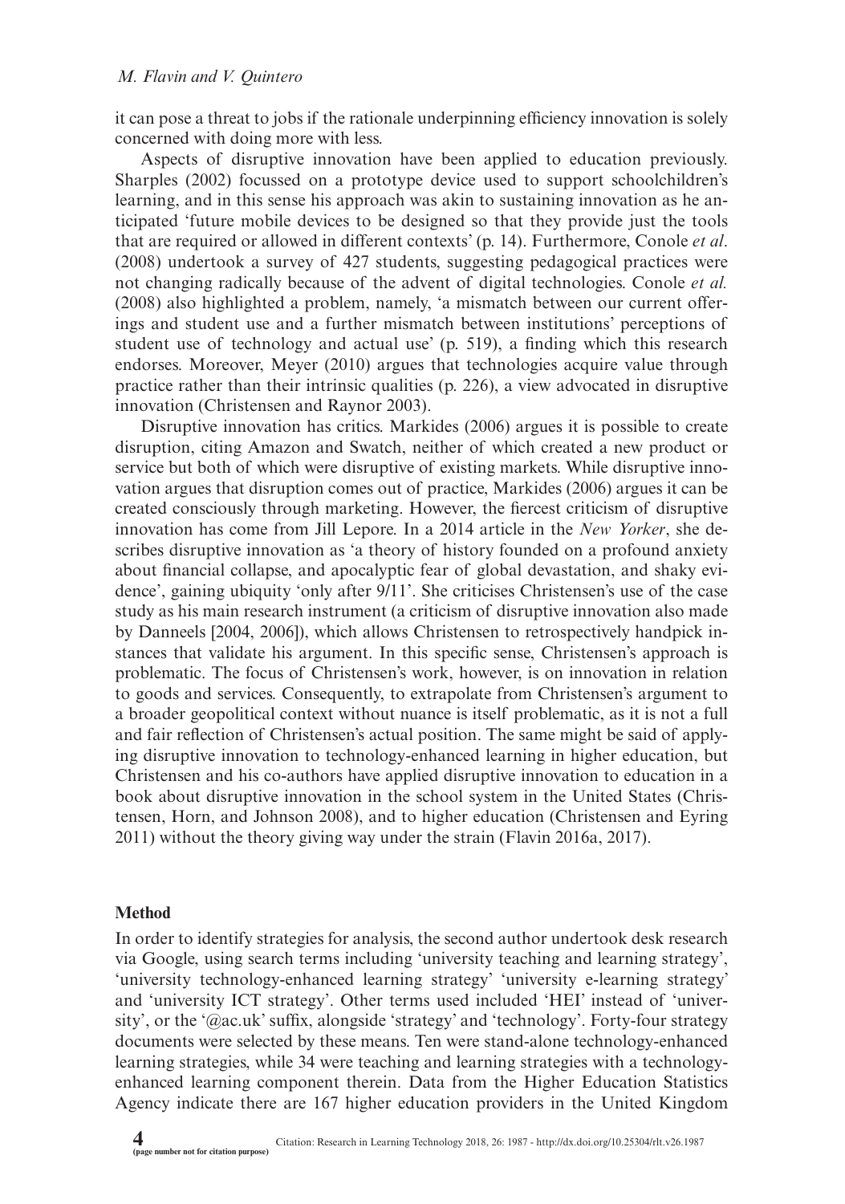it can pose a threat to jobs if the rationale underpinning efficiency innovation is solely concerned with doing more with less.

Aspects of disruptive innovation have been applied to education previously. Sharples (2002) focussed on a prototype device used to support schoolchildren's learning, and in this sense his approach was akin to sustaining innovation as he anticipated 'future mobile devices to be designed so that they provide just the tools that are required or allowed in different contexts' (p. 14). Furthermore, Conole *et al*. (2008) undertook a survey of 427 students, suggesting pedagogical practices were not changing radically because of the advent of digital technologies. Conole *et al.* (2008) also highlighted a problem, namely, 'a mismatch between our current offerings and student use and a further mismatch between institutions' perceptions of student use of technology and actual use' (p. 519), a finding which this research endorses. Moreover, Meyer (2010) argues that technologies acquire value through practice rather than their intrinsic qualities (p. 226), a view advocated in disruptive innovation (Christensen and Raynor 2003).

Disruptive innovation has critics. Markides (2006) argues it is possible to create disruption, citing Amazon and Swatch, neither of which created a new product or service but both of which were disruptive of existing markets. While disruptive innovation argues that disruption comes out of practice, Markides (2006) argues it can be created consciously through marketing. However, the fiercest criticism of disruptive innovation has come from Jill Lepore. In a 2014 article in the *New Yorker*, she describes disruptive innovation as 'a theory of history founded on a profound anxiety about financial collapse, and apocalyptic fear of global devastation, and shaky evidence', gaining ubiquity 'only after 9/11'. She criticises Christensen's use of the case study as his main research instrument (a criticism of disruptive innovation also made by Danneels [2004, 2006]), which allows Christensen to retrospectively handpick instances that validate his argument. In this specific sense, Christensen's approach is problematic. The focus of Christensen's work, however, is on innovation in relation to goods and services. Consequently, to extrapolate from Christensen's argument to a broader geopolitical context without nuance is itself problematic, as it is not a full and fair reflection of Christensen's actual position. The same might be said of applying disruptive innovation to technology-enhanced learning in higher education, but Christensen and his co-authors have applied disruptive innovation to education in a book about disruptive innovation in the school system in the United States (Christensen, Horn, and Johnson 2008), and to higher education (Christensen and Eyring 2011) without the theory giving way under the strain (Flavin 2016a, 2017).

## Method

In order to identify strategies for analysis, the second author undertook desk research via Google, using search terms including 'university teaching and learning strategy', 'university technology-enhanced learning strategy' 'university e-learning strategy' and 'university ICT strategy'. Other terms used included 'HEI' instead of 'university', or the '@ac.uk' suffix, alongside 'strategy' and 'technology'. Forty-four strategy documents were selected by these means. Ten were stand-alone technology-enhanced learning strategies, while 34 were teaching and learning strategies with a technology-enhanced learning component therein. Data from the Higher Education Statistics Agency indicate there are 167 higher education providers in the United Kingdom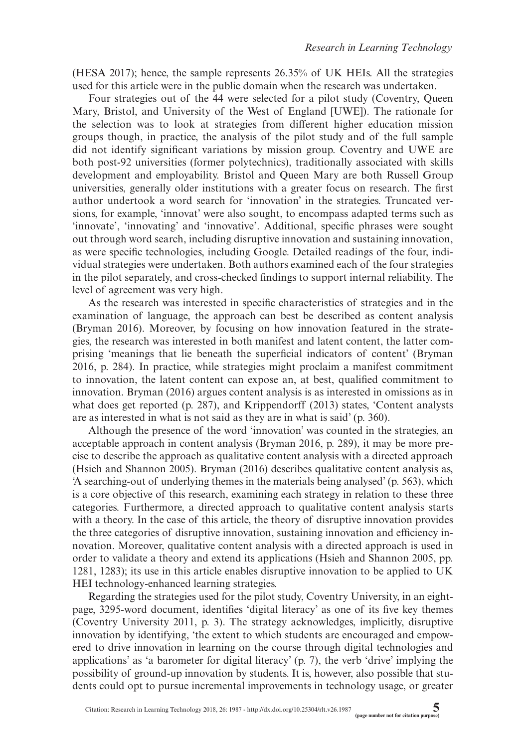(HESA 2017); hence, the sample represents 26.35% of UK HEIs. All the strategies used for this article were in the public domain when the research was undertaken.

Four strategies out of the 44 were selected for a pilot study (Coventry, Queen Mary, Bristol, and University of the West of England [UWE]). The rationale for the selection was to look at strategies from different higher education mission groups though, in practice, the analysis of the pilot study and of the full sample did not identify significant variations by mission group. Coventry and UWE are both post-92 universities (former polytechnics), traditionally associated with skills development and employability. Bristol and Queen Mary are both Russell Group universities, generally older institutions with a greater focus on research. The first author undertook a word search for 'innovation' in the strategies. Truncated versions, for example, 'innovat' were also sought, to encompass adapted terms such as 'innovate', 'innovating' and 'innovative'. Additional, specific phrases were sought out through word search, including disruptive innovation and sustaining innovation, as were specific technologies, including Google. Detailed readings of the four, individual strategies were undertaken. Both authors examined each of the four strategies in the pilot separately, and cross-checked findings to support internal reliability. The level of agreement was very high.

As the research was interested in specific characteristics of strategies and in the examination of language, the approach can best be described as content analysis (Bryman 2016). Moreover, by focusing on how innovation featured in the strategies, the research was interested in both manifest and latent content, the latter comprising 'meanings that lie beneath the superficial indicators of content' (Bryman 2016, p. 284). In practice, while strategies might proclaim a manifest commitment to innovation, the latent content can expose an, at best, qualified commitment to innovation. Bryman (2016) argues content analysis is as interested in omissions as in what does get reported (p. 287), and Krippendorff (2013) states, 'Content analysts are as interested in what is not said as they are in what is said' (p. 360).

Although the presence of the word 'innovation' was counted in the strategies, an acceptable approach in content analysis (Bryman 2016, p. 289), it may be more precise to describe the approach as qualitative content analysis with a directed approach (Hsieh and Shannon 2005). Bryman (2016) describes qualitative content analysis as, 'A searching-out of underlying themes in the materials being analysed' (p. 563), which is a core objective of this research, examining each strategy in relation to these three categories. Furthermore, a directed approach to qualitative content analysis starts with a theory. In the case of this article, the theory of disruptive innovation provides the three categories of disruptive innovation, sustaining innovation and efficiency innovation. Moreover, qualitative content analysis with a directed approach is used in order to validate a theory and extend its applications (Hsieh and Shannon 2005, pp. 1281, 1283); its use in this article enables disruptive innovation to be applied to UK HEI technology-enhanced learning strategies.

Regarding the strategies used for the pilot study, Coventry University, in an eight-page, 3295-word document, identifies 'digital literacy' as one of its five key themes (Coventry University 2011, p. 3). The strategy acknowledges, implicitly, disruptive innovation by identifying, 'the extent to which students are encouraged and empowered to drive innovation in learning on the course through digital technologies and applications' as 'a barometer for digital literacy' (p. 7), the verb 'drive' implying the possibility of ground-up innovation by students. It is, however, also possible that students could opt to pursue incremental improvements in technology usage, or greater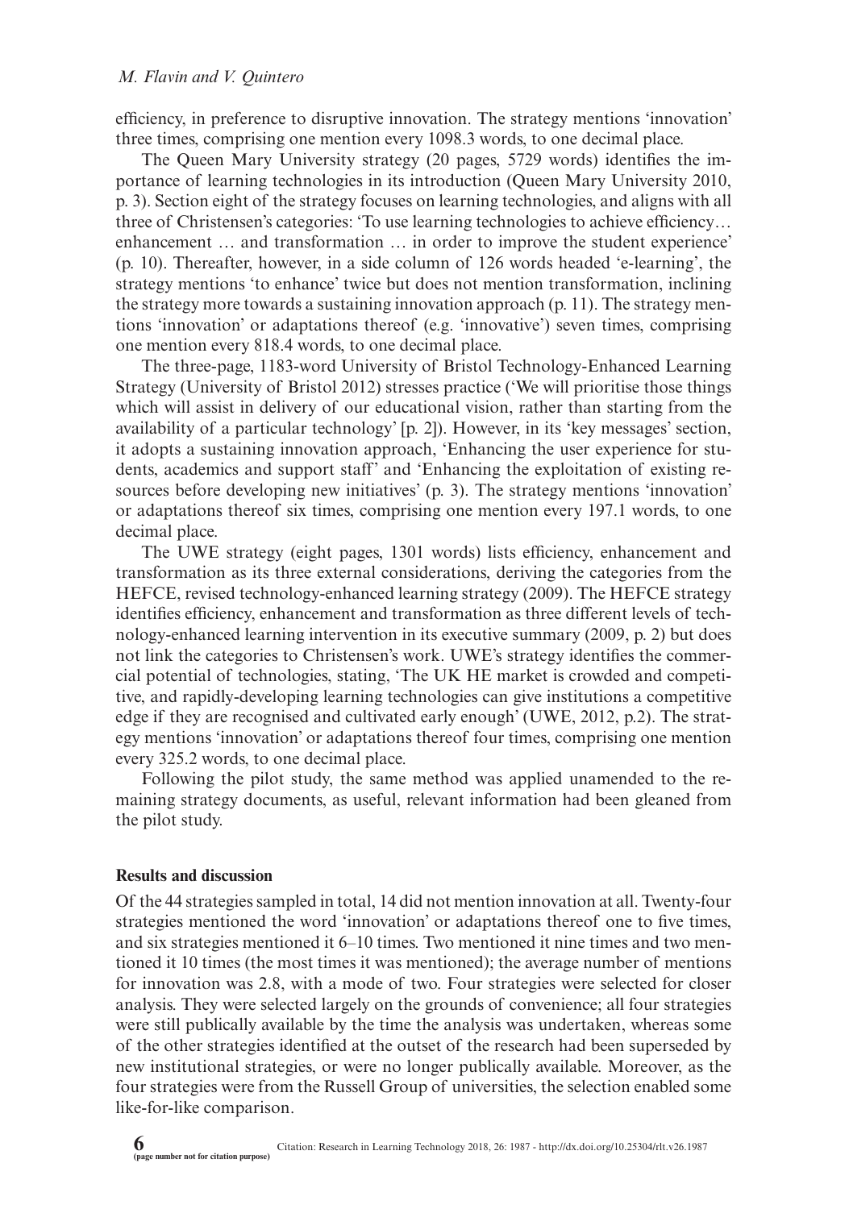efficiency, in preference to disruptive innovation. The strategy mentions 'innovation' three times, comprising one mention every 1098.3 words, to one decimal place.

The Queen Mary University strategy (20 pages, 5729 words) identifies the importance of learning technologies in its introduction (Queen Mary University 2010, p. 3). Section eight of the strategy focuses on learning technologies, and aligns with all three of Christensen's categories: 'To use learning technologies to achieve efficiency… enhancement … and transformation … in order to improve the student experience' (p. 10). Thereafter, however, in a side column of 126 words headed 'e-learning', the strategy mentions 'to enhance' twice but does not mention transformation, inclining the strategy more towards a sustaining innovation approach (p. 11). The strategy mentions 'innovation' or adaptations thereof (e.g. 'innovative') seven times, comprising one mention every 818.4 words, to one decimal place.

The three-page, 1183-word University of Bristol Technology-Enhanced Learning Strategy (University of Bristol 2012) stresses practice ('We will prioritise those things which will assist in delivery of our educational vision, rather than starting from the availability of a particular technology' [p. 2]). However, in its 'key messages' section, it adopts a sustaining innovation approach, 'Enhancing the user experience for students, academics and support staff' and 'Enhancing the exploitation of existing resources before developing new initiatives' (p. 3). The strategy mentions 'innovation' or adaptations thereof six times, comprising one mention every 197.1 words, to one decimal place.

The UWE strategy (eight pages, 1301 words) lists efficiency, enhancement and transformation as its three external considerations, deriving the categories from the HEFCE, revised technology-enhanced learning strategy (2009). The HEFCE strategy identifies efficiency, enhancement and transformation as three different levels of technology-enhanced learning intervention in its executive summary (2009, p. 2) but does not link the categories to Christensen's work. UWE's strategy identifies the commercial potential of technologies, stating, 'The UK HE market is crowded and competitive, and rapidly-developing learning technologies can give institutions a competitive edge if they are recognised and cultivated early enough' (UWE, 2012, p.2). The strategy mentions 'innovation' or adaptations thereof four times, comprising one mention every 325.2 words, to one decimal place.

Following the pilot study, the same method was applied unamended to the remaining strategy documents, as useful, relevant information had been gleaned from the pilot study.

## Results and discussion

Of the 44 strategies sampled in total, 14 did not mention innovation at all. Twenty-four strategies mentioned the word 'innovation' or adaptations thereof one to five times, and six strategies mentioned it 6–10 times. Two mentioned it nine times and two mentioned it 10 times (the most times it was mentioned); the average number of mentions for innovation was 2.8, with a mode of two. Four strategies were selected for closer analysis. They were selected largely on the grounds of convenience; all four strategies were still publically available by the time the analysis was undertaken, whereas some of the other strategies identified at the outset of the research had been superseded by new institutional strategies, or were no longer publically available. Moreover, as the four strategies were from the Russell Group of universities, the selection enabled some like-for-like comparison.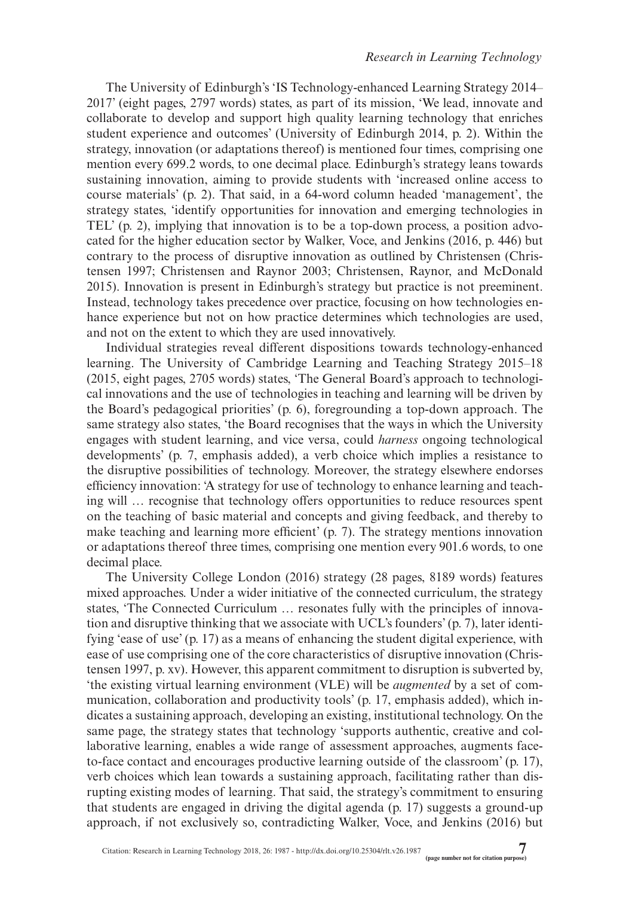The University of Edinburgh's 'IS Technology-enhanced Learning Strategy 2014–2017' (eight pages, 2797 words) states, as part of its mission, 'We lead, innovate and collaborate to develop and support high quality learning technology that enriches student experience and outcomes' (University of Edinburgh 2014, p. 2). Within the strategy, innovation (or adaptations thereof) is mentioned four times, comprising one mention every 699.2 words, to one decimal place. Edinburgh's strategy leans towards sustaining innovation, aiming to provide students with 'increased online access to course materials' (p. 2). That said, in a 64-word column headed 'management', the strategy states, 'identify opportunities for innovation and emerging technologies in TEL' (p. 2), implying that innovation is to be a top-down process, a position advocated for the higher education sector by Walker, Voce, and Jenkins (2016, p. 446) but contrary to the process of disruptive innovation as outlined by Christensen (Christensen 1997; Christensen and Raynor 2003; Christensen, Raynor, and McDonald 2015). Innovation is present in Edinburgh's strategy but practice is not preeminent. Instead, technology takes precedence over practice, focusing on how technologies enhance experience but not on how practice determines which technologies are used, and not on the extent to which they are used innovatively.

Individual strategies reveal different dispositions towards technology-enhanced learning. The University of Cambridge Learning and Teaching Strategy 2015–18 (2015, eight pages, 2705 words) states, 'The General Board's approach to technological innovations and the use of technologies in teaching and learning will be driven by the Board's pedagogical priorities' (p. 6), foregrounding a top-down approach. The same strategy also states, 'the Board recognises that the ways in which the University engages with student learning, and vice versa, could *harness* ongoing technological developments' (p. 7, emphasis added), a verb choice which implies a resistance to the disruptive possibilities of technology. Moreover, the strategy elsewhere endorses efficiency innovation: 'A strategy for use of technology to enhance learning and teaching will … recognise that technology offers opportunities to reduce resources spent on the teaching of basic material and concepts and giving feedback, and thereby to make teaching and learning more efficient' (p. 7). The strategy mentions innovation or adaptations thereof three times, comprising one mention every 901.6 words, to one decimal place.

The University College London (2016) strategy (28 pages, 8189 words) features mixed approaches. Under a wider initiative of the connected curriculum, the strategy states, 'The Connected Curriculum … resonates fully with the principles of innovation and disruptive thinking that we associate with UCL's founders' (p. 7), later identifying 'ease of use' (p. 17) as a means of enhancing the student digital experience, with ease of use comprising one of the core characteristics of disruptive innovation (Christensen 1997, p. xv). However, this apparent commitment to disruption is subverted by, 'the existing virtual learning environment (VLE) will be *augmented* by a set of communication, collaboration and productivity tools' (p. 17, emphasis added), which indicates a sustaining approach, developing an existing, institutional technology. On the same page, the strategy states that technology 'supports authentic, creative and collaborative learning, enables a wide range of assessment approaches, augments face-to-face contact and encourages productive learning outside of the classroom' (p. 17), verb choices which lean towards a sustaining approach, facilitating rather than disrupting existing modes of learning. That said, the strategy's commitment to ensuring that students are engaged in driving the digital agenda (p. 17) suggests a ground-up approach, if not exclusively so, contradicting Walker, Voce, and Jenkins (2016) but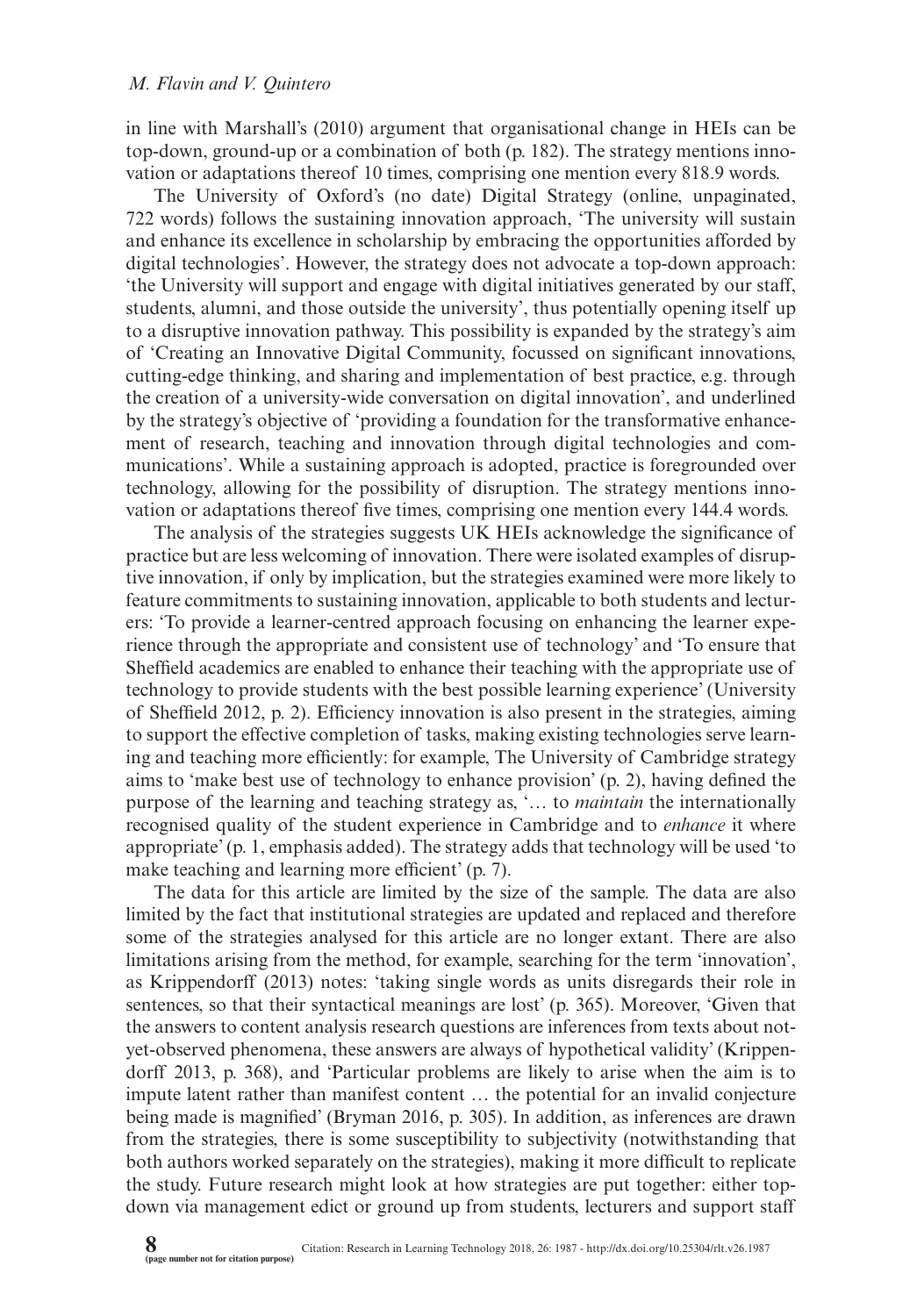in line with Marshall's (2010) argument that organisational change in HEIs can be top-down, ground-up or a combination of both (p. 182). The strategy mentions innovation or adaptations thereof 10 times, comprising one mention every 818.9 words.

The University of Oxford's (no date) Digital Strategy (online, unpaginated, 722 words) follows the sustaining innovation approach, 'The university will sustain and enhance its excellence in scholarship by embracing the opportunities afforded by digital technologies'. However, the strategy does not advocate a top-down approach: 'the University will support and engage with digital initiatives generated by our staff, students, alumni, and those outside the university', thus potentially opening itself up to a disruptive innovation pathway. This possibility is expanded by the strategy's aim of 'Creating an Innovative Digital Community, focussed on significant innovations, cutting-edge thinking, and sharing and implementation of best practice, e.g. through the creation of a university-wide conversation on digital innovation', and underlined by the strategy's objective of 'providing a foundation for the transformative enhancement of research, teaching and innovation through digital technologies and communications'. While a sustaining approach is adopted, practice is foregrounded over technology, allowing for the possibility of disruption. The strategy mentions innovation or adaptations thereof five times, comprising one mention every 144.4 words.

The analysis of the strategies suggests UK HEIs acknowledge the significance of practice but are less welcoming of innovation. There were isolated examples of disruptive innovation, if only by implication, but the strategies examined were more likely to feature commitments to sustaining innovation, applicable to both students and lecturers: 'To provide a learner-centred approach focusing on enhancing the learner experience through the appropriate and consistent use of technology' and 'To ensure that Sheffield academics are enabled to enhance their teaching with the appropriate use of technology to provide students with the best possible learning experience' (University of Sheffield 2012, p. 2). Efficiency innovation is also present in the strategies, aiming to support the effective completion of tasks, making existing technologies serve learning and teaching more efficiently: for example, The University of Cambridge strategy aims to 'make best use of technology to enhance provision' (p. 2), having defined the purpose of the learning and teaching strategy as, '… to *maintain* the internationally recognised quality of the student experience in Cambridge and to *enhance* it where appropriate' (p. 1, emphasis added). The strategy adds that technology will be used 'to make teaching and learning more efficient' (p. 7).

The data for this article are limited by the size of the sample. The data are also limited by the fact that institutional strategies are updated and replaced and therefore some of the strategies analysed for this article are no longer extant. There are also limitations arising from the method, for example, searching for the term 'innovation', as Krippendorff (2013) notes: 'taking single words as units disregards their role in sentences, so that their syntactical meanings are lost' (p. 365). Moreover, 'Given that the answers to content analysis research questions are inferences from texts about not-yet-observed phenomena, these answers are always of hypothetical validity' (Krippendorff 2013, p. 368), and 'Particular problems are likely to arise when the aim is to impute latent rather than manifest content … the potential for an invalid conjecture being made is magnified' (Bryman 2016, p. 305). In addition, as inferences are drawn from the strategies, there is some susceptibility to subjectivity (notwithstanding that both authors worked separately on the strategies), making it more difficult to replicate the study. Future research might look at how strategies are put together: either top-down via management edict or ground up from students, lecturers and support staff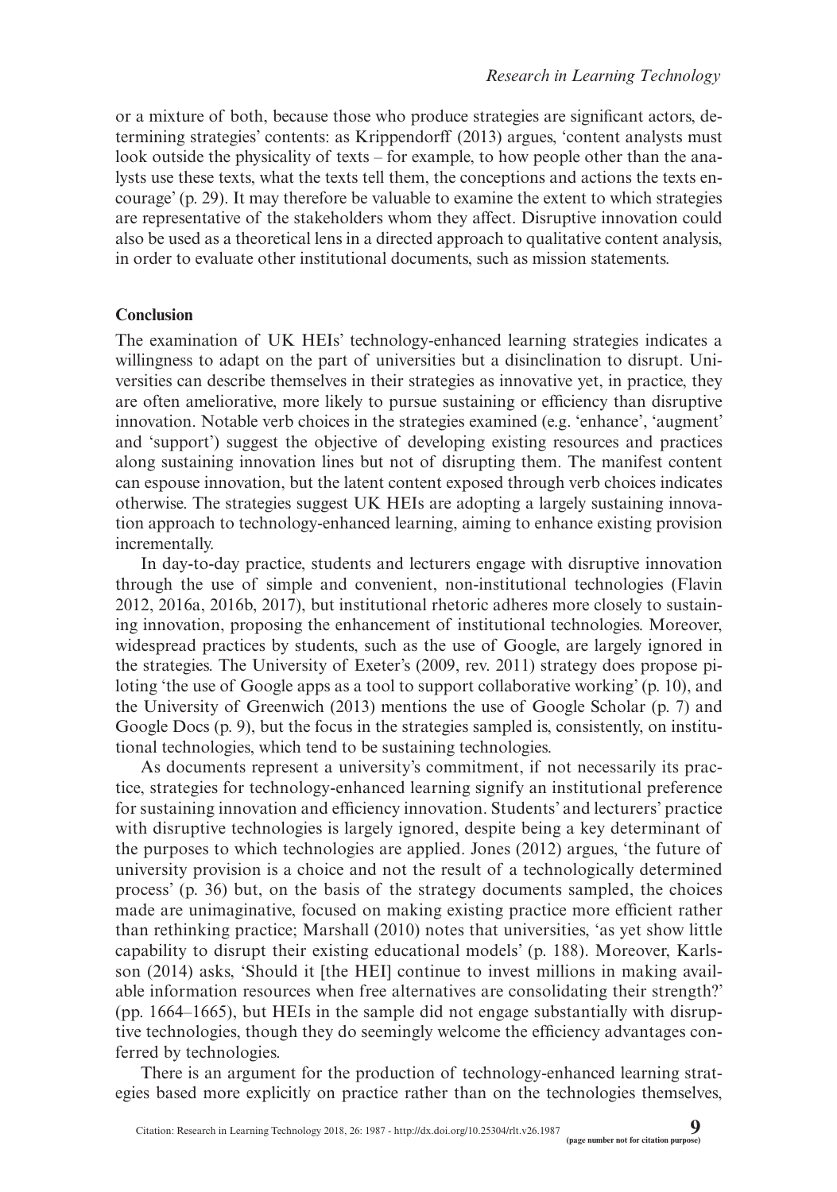or a mixture of both, because those who produce strategies are significant actors, determining strategies' contents: as Krippendorff (2013) argues, 'content analysts must look outside the physicality of texts – for example, to how people other than the analysts use these texts, what the texts tell them, the conceptions and actions the texts encourage' (p. 29). It may therefore be valuable to examine the extent to which strategies are representative of the stakeholders whom they affect. Disruptive innovation could also be used as a theoretical lens in a directed approach to qualitative content analysis, in order to evaluate other institutional documents, such as mission statements.

## Conclusion

The examination of UK HEIs' technology-enhanced learning strategies indicates a willingness to adapt on the part of universities but a disinclination to disrupt. Universities can describe themselves in their strategies as innovative yet, in practice, they are often ameliorative, more likely to pursue sustaining or efficiency than disruptive innovation. Notable verb choices in the strategies examined (e.g. 'enhance', 'augment' and 'support') suggest the objective of developing existing resources and practices along sustaining innovation lines but not of disrupting them. The manifest content can espouse innovation, but the latent content exposed through verb choices indicates otherwise. The strategies suggest UK HEIs are adopting a largely sustaining innovation approach to technology-enhanced learning, aiming to enhance existing provision incrementally.

In day-to-day practice, students and lecturers engage with disruptive innovation through the use of simple and convenient, non-institutional technologies (Flavin 2012, 2016a, 2016b, 2017), but institutional rhetoric adheres more closely to sustaining innovation, proposing the enhancement of institutional technologies. Moreover, widespread practices by students, such as the use of Google, are largely ignored in the strategies. The University of Exeter's (2009, rev. 2011) strategy does propose piloting 'the use of Google apps as a tool to support collaborative working' (p. 10), and the University of Greenwich (2013) mentions the use of Google Scholar (p. 7) and Google Docs (p. 9), but the focus in the strategies sampled is, consistently, on institutional technologies, which tend to be sustaining technologies.

As documents represent a university's commitment, if not necessarily its practice, strategies for technology-enhanced learning signify an institutional preference for sustaining innovation and efficiency innovation. Students' and lecturers' practice with disruptive technologies is largely ignored, despite being a key determinant of the purposes to which technologies are applied. Jones (2012) argues, 'the future of university provision is a choice and not the result of a technologically determined process' (p. 36) but, on the basis of the strategy documents sampled, the choices made are unimaginative, focused on making existing practice more efficient rather than rethinking practice; Marshall (2010) notes that universities, 'as yet show little capability to disrupt their existing educational models' (p. 188). Moreover, Karlsson (2014) asks, 'Should it [the HEI] continue to invest millions in making available information resources when free alternatives are consolidating their strength?' (pp. 1664–1665), but HEIs in the sample did not engage substantially with disruptive technologies, though they do seemingly welcome the efficiency advantages conferred by technologies.

There is an argument for the production of technology-enhanced learning strategies based more explicitly on practice rather than on the technologies themselves,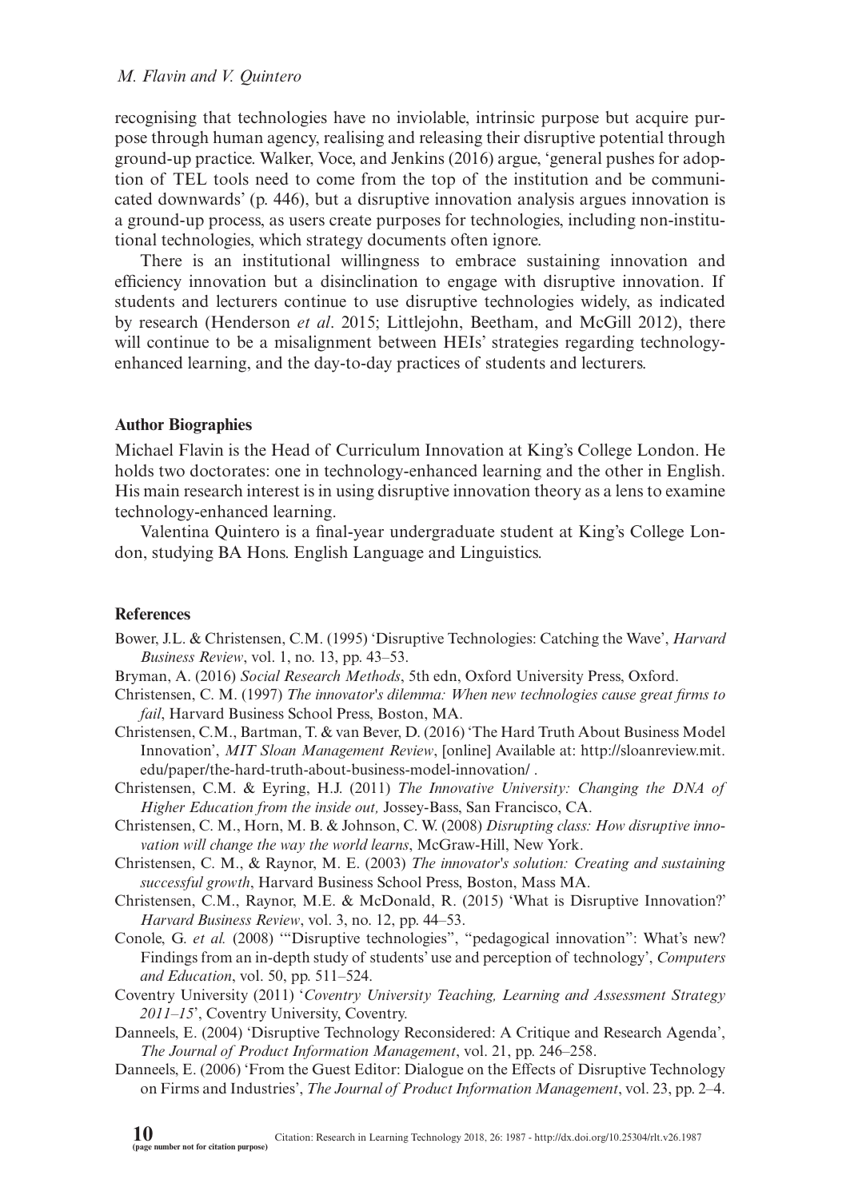recognising that technologies have no inviolable, intrinsic purpose but acquire purpose through human agency, realising and releasing their disruptive potential through ground-up practice. Walker, Voce, and Jenkins (2016) argue, 'general pushes for adoption of TEL tools need to come from the top of the institution and be communicated downwards' (p. 446), but a disruptive innovation analysis argues innovation is a ground-up process, as users create purposes for technologies, including non-institutional technologies, which strategy documents often ignore.

There is an institutional willingness to embrace sustaining innovation and efficiency innovation but a disinclination to engage with disruptive innovation. If students and lecturers continue to use disruptive technologies widely, as indicated by research (Henderson *et al*. 2015; Littlejohn, Beetham, and McGill 2012), there will continue to be a misalignment between HEIs' strategies regarding technology-enhanced learning, and the day-to-day practices of students and lecturers.

## Author Biographies

Michael Flavin is the Head of Curriculum Innovation at King's College London. He holds two doctorates: one in technology-enhanced learning and the other in English. His main research interest is in using disruptive innovation theory as a lens to examine technology-enhanced learning.

Valentina Quintero is a final-year undergraduate student at King's College London, studying BA Hons. English Language and Linguistics.

## References

Bower, J.L. & Christensen, C.M. (1995) 'Disruptive Technologies: Catching the Wave', *Harvard Business Review*, vol. 1, no. 13, pp. 43–53.

Bryman, A. (2016) *Social Research Methods*, 5th edn, Oxford University Press, Oxford.

Christensen, C. M. (1997) *The innovator's dilemma: When new technologies cause great firms to fail*, Harvard Business School Press, Boston, MA.

Christensen, C.M., Bartman, T. & van Bever, D. (2016) 'The Hard Truth About Business Model Innovation', *MIT Sloan Management Review*, [online] Available at: http://sloanreview.mit.edu/paper/the-hard-truth-about-business-model-innovation/ .

Christensen, C.M. & Eyring, H.J. (2011) *The Innovative University: Changing the DNA of Higher Education from the inside out,* Jossey-Bass, San Francisco, CA.

Christensen, C. M., Horn, M. B. & Johnson, C. W. (2008) *Disrupting class: How disruptive innovation will change the way the world learns*, McGraw-Hill, New York.

Christensen, C. M., & Raynor, M. E. (2003) *The innovator's solution: Creating and sustaining successful growth*, Harvard Business School Press, Boston, Mass MA.

Christensen, C.M., Raynor, M.E. & McDonald, R. (2015) 'What is Disruptive Innovation?' *Harvard Business Review*, vol. 3, no. 12, pp. 44–53.

Conole, G. *et al.* (2008) '"Disruptive technologies", "pedagogical innovation": What's new? Findings from an in-depth study of students' use and perception of technology', *Computers and Education*, vol. 50, pp. 511–524.

Coventry University (2011) '*Coventry University Teaching, Learning and Assessment Strategy 2011–15*', Coventry University, Coventry.

Danneels, E. (2004) 'Disruptive Technology Reconsidered: A Critique and Research Agenda', *The Journal of Product Information Management*, vol. 21, pp. 246–258.

Danneels, E. (2006) 'From the Guest Editor: Dialogue on the Effects of Disruptive Technology on Firms and Industries', *The Journal of Product Information Management*, vol. 23, pp. 2–4.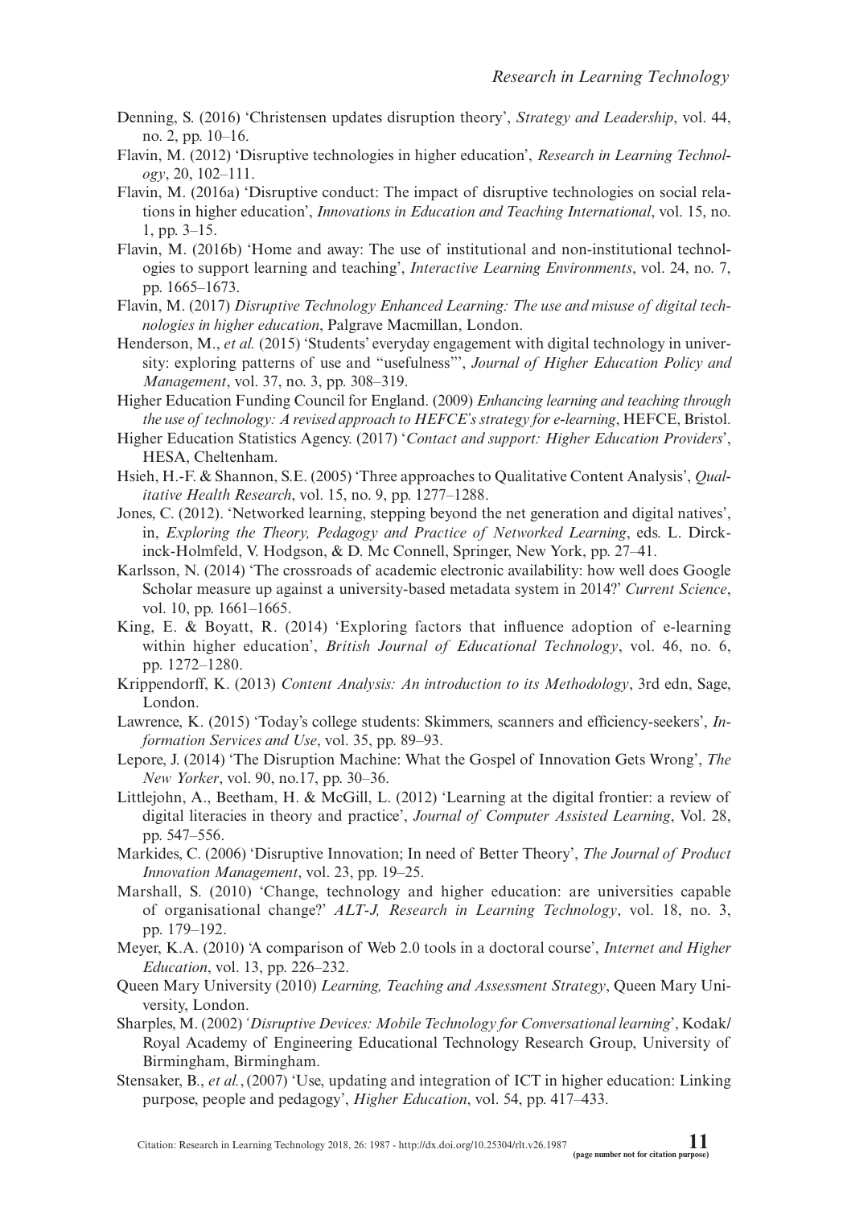Denning, S. (2016) 'Christensen updates disruption theory', *Strategy and Leadership*, vol. 44, no. 2, pp. 10–16.

Flavin, M. (2012) 'Disruptive technologies in higher education', *Research in Learning Technology*, 20, 102–111.

Flavin, M. (2016a) 'Disruptive conduct: The impact of disruptive technologies on social relations in higher education', *Innovations in Education and Teaching International*, vol. 15, no. 1, pp. 3–15.

Flavin, M. (2016b) 'Home and away: The use of institutional and non-institutional technologies to support learning and teaching', *Interactive Learning Environments*, vol. 24, no. 7, pp. 1665–1673.

Flavin, M. (2017) *Disruptive Technology Enhanced Learning: The use and misuse of digital technologies in higher education*, Palgrave Macmillan, London.

Henderson, M., *et al.* (2015) 'Students' everyday engagement with digital technology in university: exploring patterns of use and "usefulness"', *Journal of Higher Education Policy and Management*, vol. 37, no. 3, pp. 308–319.

Higher Education Funding Council for England. (2009) *Enhancing learning and teaching through the use of technology: A revised approach to HEFCE's strategy for e-learning*, HEFCE, Bristol.

Higher Education Statistics Agency. (2017) '*Contact and support: Higher Education Providers*', HESA, Cheltenham.

Hsieh, H.-F. & Shannon, S.E. (2005) 'Three approaches to Qualitative Content Analysis', *Qualitative Health Research*, vol. 15, no. 9, pp. 1277–1288.

Jones, C. (2012). 'Networked learning, stepping beyond the net generation and digital natives', in, *Exploring the Theory, Pedagogy and Practice of Networked Learning*, eds. L. Dirckinck-Holmfeld, V. Hodgson, & D. Mc Connell, Springer, New York, pp. 27–41.

Karlsson, N. (2014) 'The crossroads of academic electronic availability: how well does Google Scholar measure up against a university-based metadata system in 2014?' *Current Science*, vol. 10, pp. 1661–1665.

King, E. & Boyatt, R. (2014) 'Exploring factors that influence adoption of e-learning within higher education', *British Journal of Educational Technology*, vol. 46, no. 6, pp. 1272–1280.

Krippendorff, K. (2013) *Content Analysis: An introduction to its Methodology*, 3rd edn, Sage, London.

Lawrence, K. (2015) 'Today's college students: Skimmers, scanners and efficiency-seekers', *Information Services and Use*, vol. 35, pp. 89–93.

Lepore, J. (2014) 'The Disruption Machine: What the Gospel of Innovation Gets Wrong', *The New Yorker*, vol. 90, no.17, pp. 30–36.

Littlejohn, A., Beetham, H. & McGill, L. (2012) 'Learning at the digital frontier: a review of digital literacies in theory and practice', *Journal of Computer Assisted Learning*, Vol. 28, pp. 547–556.

Markides, C. (2006) 'Disruptive Innovation; In need of Better Theory', *The Journal of Product Innovation Management*, vol. 23, pp. 19–25.

Marshall, S. (2010) 'Change, technology and higher education: are universities capable of organisational change?' *ALT-J, Research in Learning Technology*, vol. 18, no. 3, pp. 179–192.

Meyer, K.A. (2010) 'A comparison of Web 2.0 tools in a doctoral course', *Internet and Higher Education*, vol. 13, pp. 226–232.

Queen Mary University (2010) *Learning, Teaching and Assessment Strategy*, Queen Mary University, London.

Sharples, M. (2002) '*Disruptive Devices: Mobile Technology for Conversational learning*', Kodak/Royal Academy of Engineering Educational Technology Research Group, University of Birmingham, Birmingham.

Stensaker, B., *et al.*, (2007) 'Use, updating and integration of ICT in higher education: Linking purpose, people and pedagogy', *Higher Education*, vol. 54, pp. 417–433.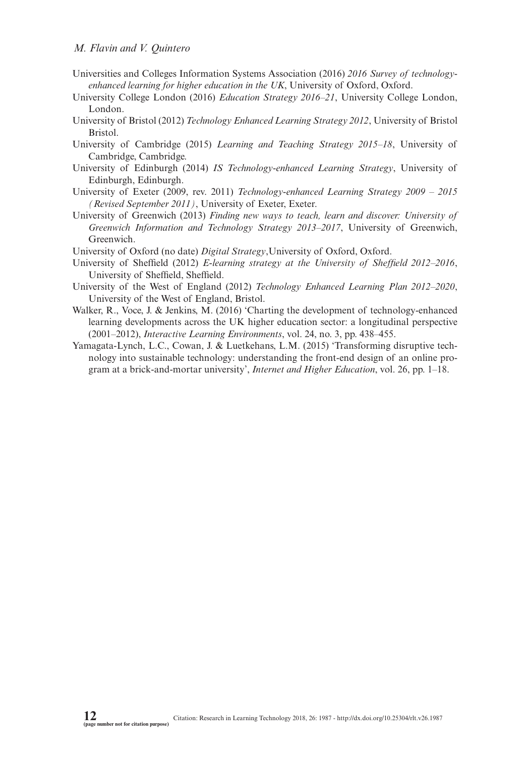Universities and Colleges Information Systems Association (2016) *2016 Survey of technology-enhanced learning for higher education in the UK*, University of Oxford, Oxford.

University College London (2016) *Education Strategy 2016–21*, University College London, London.

University of Bristol (2012) *Technology Enhanced Learning Strategy 2012*, University of Bristol Bristol.

University of Cambridge (2015) *Learning and Teaching Strategy 2015–18*, University of Cambridge, Cambridge.

University of Edinburgh (2014) *IS Technology-enhanced Learning Strategy*, University of Edinburgh, Edinburgh.

University of Exeter (2009, rev. 2011) *Technology-enhanced Learning Strategy 2009 – 2015 (Revised September 2011)*, University of Exeter, Exeter.

University of Greenwich (2013) *Finding new ways to teach, learn and discover: University of Greenwich Information and Technology Strategy 2013–2017*, University of Greenwich, Greenwich.

University of Oxford (no date) *Digital Strategy*,University of Oxford, Oxford.

University of Sheffield (2012) *E-learning strategy at the University of Sheffield 2012–2016*, University of Sheffield, Sheffield.

University of the West of England (2012) *Technology Enhanced Learning Plan 2012–2020*, University of the West of England, Bristol.

Walker, R., Voce, J. & Jenkins, M. (2016) 'Charting the development of technology-enhanced learning developments across the UK higher education sector: a longitudinal perspective (2001–2012), *Interactive Learning Environments*, vol. 24, no. 3, pp. 438–455.

Yamagata-Lynch, L.C., Cowan, J. & Luetkehans, L.M. (2015) 'Transforming disruptive technology into sustainable technology: understanding the front-end design of an online program at a brick-and-mortar university', *Internet and Higher Education*, vol. 26, pp. 1–18.